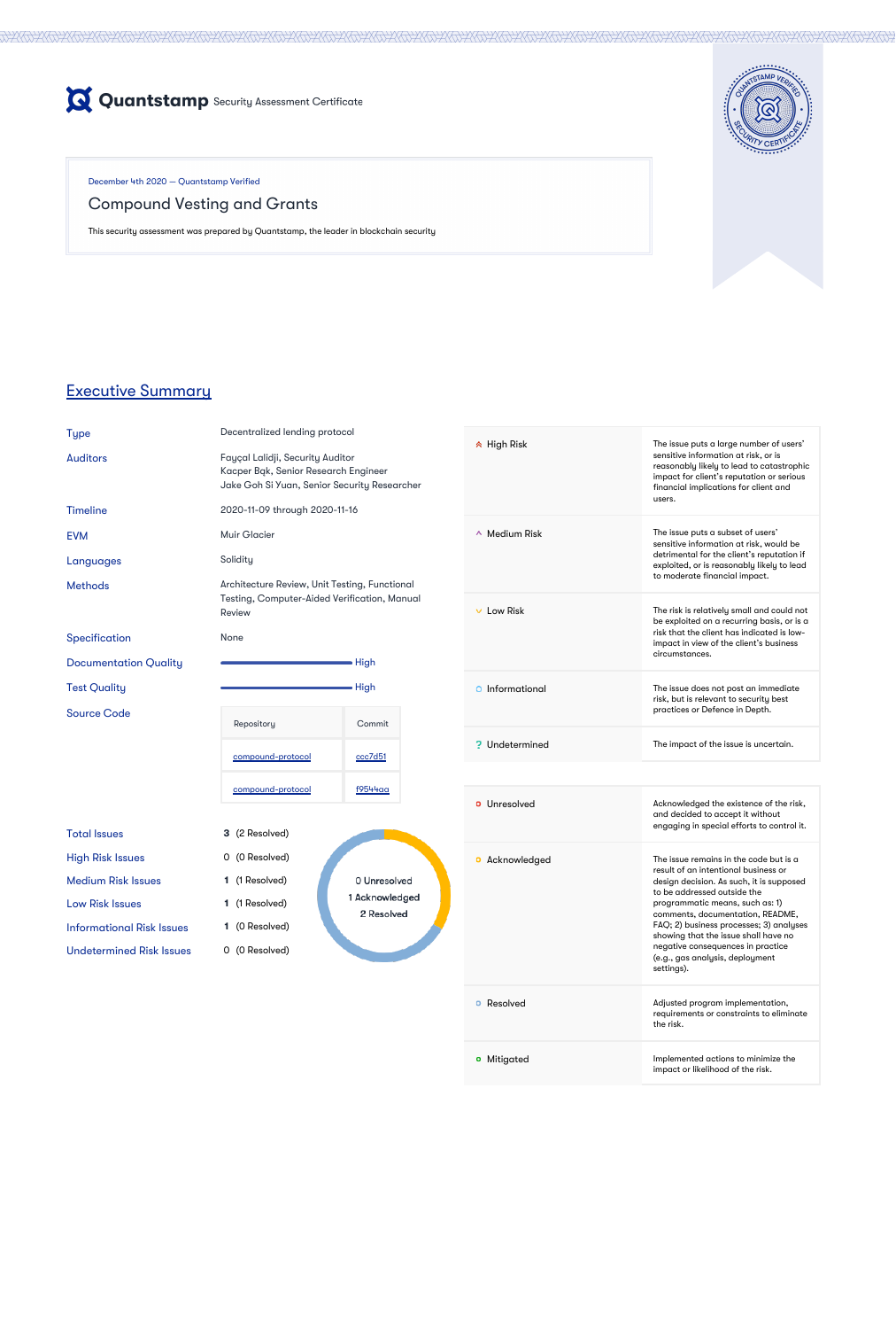Quantstamp Security Assessment Certificate

December 4th 2020 — Quantstamp Verified

# Compound Vesting and Grants

This security assessment was prepared by Quantstamp, the leader in blockchain security

## Executive Summary

| | |
|---|---|
| Type | Decentralized lending protocol |
| Auditors | Fayçal Lalidji, Security Auditor<br>Kacper Bąk, Senior Research Engineer<br>Jake Goh Si Yuan, Senior Security Researcher |
| Timeline | 2020-11-09 through 2020-11-16 |
| EVM | Muir Glacier |
| Languages | Solidity |
| Methods | Architecture Review, Unit Testing, Functional Testing, Computer-Aided Verification, Manual Review |
| Specification | None |
| Documentation Quality | High |
| Test Quality | High |
| Source Code | |

| Repository | Commit |
|---|---|
| compound-protocol | ccc7d51 |
| compound-protocol | f9544aa |

| | | |
|---|---|---|
| Total Issues | 3 | (2 Resolved) |
| High Risk Issues | 0 | (0 Resolved) |
| Medium Risk Issues | 1 | (1 Resolved) |
| Low Risk Issues | 1 | (1 Resolved) |
| Informational Risk Issues | 1 | (0 Resolved) |
| Undetermined Risk Issues | 0 | (0 Resolved) |

0 Unresolved
1 Acknowledged
2 Resolved

| | |
|---|---|
| High Risk | The issue puts a large number of users' sensitive information at risk, or is reasonably likely to lead to catastrophic impact for client's reputation or serious financial implications for client and users. |
| Medium Risk | The issue puts a subset of users' sensitive information at risk, would be detrimental for the client's reputation if exploited, or is reasonably likely to lead to moderate financial impact. |
| Low Risk | The risk is relatively small and could not be exploited on a recurring basis, or is a risk that the client has indicated is low-impact in view of the client's business circumstances. |
| Informational | The issue does not post an immediate risk, but is relevant to security best practices or Defence in Depth. |
| Undetermined | The impact of the issue is uncertain. |

| | |
|---|---|
| Unresolved | Acknowledged the existence of the risk, and decided to accept it without engaging in special efforts to control it. |
| Acknowledged | The issue remains in the code but is a result of an intentional business or design decision. As such, it is supposed to be addressed outside the programmatic means, such as: 1) comments, documentation, README, FAQ; 2) business processes; 3) analyses showing that the issue shall have no negative consequences in practice (e.g., gas analysis, deployment settings). |
| Resolved | Adjusted program implementation, requirements or constraints to eliminate the risk. |
| Mitigated | Implemented actions to minimize the impact or likelihood of the risk. |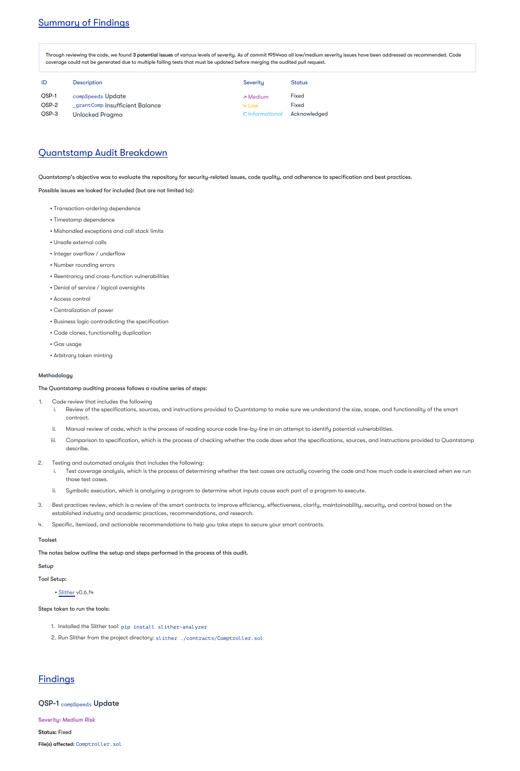## Summary of Findings

Through reviewing the code, we found **3 potential issues** of various levels of severity. As of commit f9544aa all low/medium severity issues have been addressed as recommended. Code coverage could not be generated due to multiple failing tests that must be updated before merging the audited pull request.

| ID | Description | Severity | Status |
|---|---|---|---|
| QSP-1 | `compSpeeds` Update | ^ Medium | Fixed |
| QSP-2 | `_grantComp` Insufficient Balance | ˅ Low | Fixed |
| QSP-3 | Unlocked Pragma | Informational | Acknowledged |

## Quantstamp Audit Breakdown

Quantstamp's objective was to evaluate the repository for security-related issues, code quality, and adherence to specification and best practices.

Possible issues we looked for included (but are not limited to):

- Transaction-ordering dependence
- Timestamp dependence
- Mishandled exceptions and call stack limits
- Unsafe external calls
- Integer overflow / underflow
- Number rounding errors
- Reentrancy and cross-function vulnerabilities
- Denial of service / logical oversights
- Access control
- Centralization of power
- Business logic contradicting the specification
- Code clones, functionality duplication
- Gas usage
- Arbitrary token minting

### Methodology

The Quantstamp auditing process follows a routine series of steps:

1. Code review that includes the following
   1. Review of the specifications, sources, and instructions provided to Quantstamp to make sure we understand the size, scope, and functionality of the smart contract.
   2. Manual review of code, which is the process of reading source code line-by-line in an attempt to identify potential vulnerabilities.
   3. Comparison to specification, which is the process of checking whether the code does what the specifications, sources, and instructions provided to Quantstamp describe.
2. Testing and automated analysis that includes the following:
   1. Test coverage analysis, which is the process of determining whether the test cases are actually covering the code and how much code is exercised when we run those test cases.
   2. Symbolic execution, which is analyzing a program to determine what inputs cause each part of a program to execute.
3. Best practices review, which is a review of the smart contracts to improve efficiency, effectiveness, clarify, maintainability, security, and control based on the established industry and academic practices, recommendations, and research.
4. Specific, itemized, and actionable recommendations to help you take steps to secure your smart contracts.

### Toolset

The notes below outline the setup and steps performed in the process of this audit.

### Setup

Tool Setup:

- Slither v0.6.14

Steps taken to run the tools:

1. Installed the Slither tool: `pip install slither-analyzer`
2. Run Slither from the project directory: `slither ./contracts/Comptroller.sol`

## Findings

### QSP-1 `compSpeeds` Update

**Severity:** *Medium Risk*

**Status:** Fixed

**File(s) affected:** `Comptroller.sol`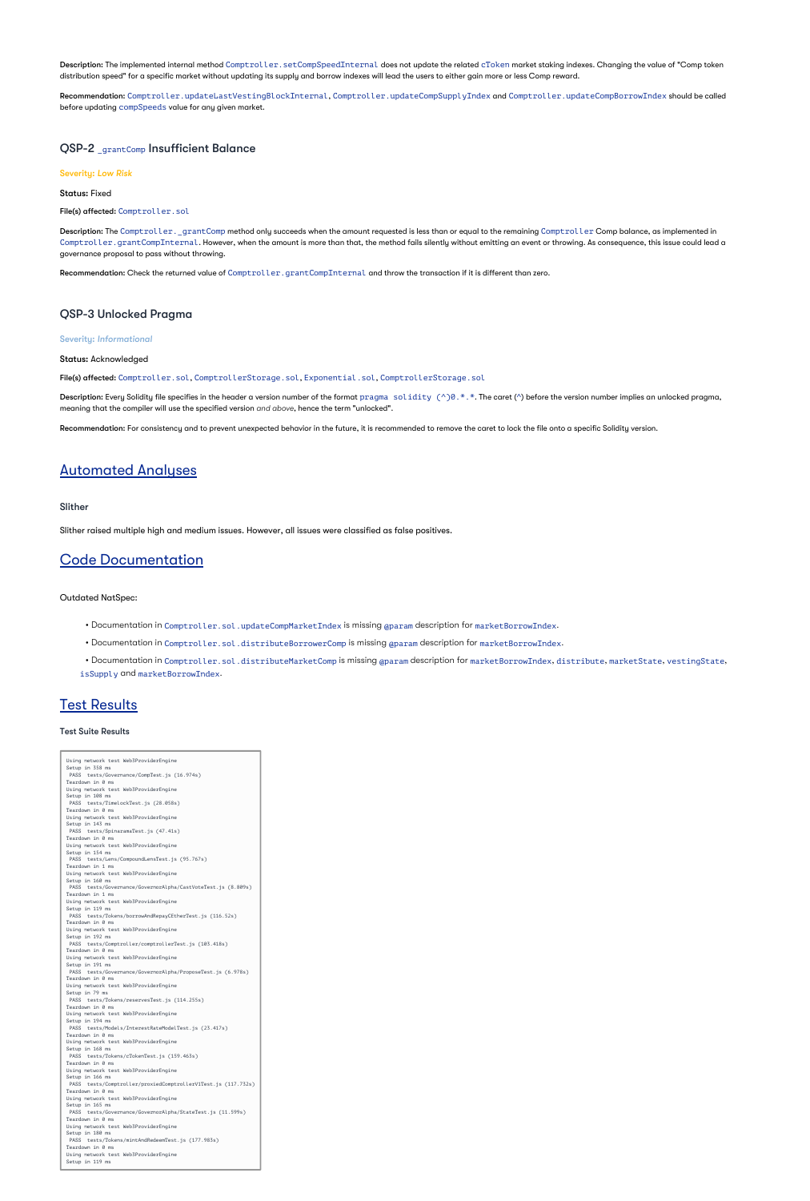**Description:** The implemented internal method `Comptroller.setCompSpeedInternal` does not update the related `cToken` market staking indexes. Changing the value of "Comp token distribution speed" for a specific market without updating its supply and borrow indexes will lead the users to either gain more or less Comp reward.

**Recommendation:** `Comptroller.updateLastVestingBlockInternal`, `Comptroller.updateCompSupplyIndex` and `Comptroller.updateCompBorrowIndex` should be called before updating `compSpeeds` value for any given market.

### QSP-2 `_grantComp` Insufficient Balance

*Severity: Low Risk*

**Status:** Fixed

**File(s) affected:** `Comptroller.sol`

**Description:** The `Comptroller._grantComp` method only succeeds when the amount requested is less than or equal to the remaining `Comptroller` Comp balance, as implemented in `Comptroller.grantCompInternal`. However, when the amount is more than that, the method fails silently without emitting an event or throwing. As consequence, this issue could lead a governance proposal to pass without throwing.

**Recommendation:** Check the returned value of `Comptroller.grantCompInternal` and throw the transaction if it is different than zero.

### QSP-3 Unlocked Pragma

*Severity: Informational*

**Status:** Acknowledged

**File(s) affected:** `Comptroller.sol`, `ComptrollerStorage.sol`, `Exponential.sol`, `ComptrollerStorage.sol`

**Description:** Every Solidity file specifies in the header a version number of the format `pragma solidity (^)0.*.*`. The caret (^) before the version number implies an unlocked pragma, meaning that the compiler will use the specified version *and above*, hence the term "unlocked".

**Recommendation:** For consistency and to prevent unexpected behavior in the future, it is recommended to remove the caret to lock the file onto a specific Solidity version.

## Automated Analyses

### Slither

Slither raised multiple high and medium issues. However, all issues were classified as false positives.

## Code Documentation

Outdated NatSpec:

- Documentation in `Comptroller.sol.updateCompMarketIndex` is missing `@param` description for `marketBorrowIndex`.
- Documentation in `Comptroller.sol.distributeBorrowerComp` is missing `@param` description for `marketBorrowIndex`.
- Documentation in `Comptroller.sol.distributeMarketComp` is missing `@param` description for `marketBorrowIndex`, `distribute`, `marketState`, `vestingState`, `isSupply` and `marketBorrowIndex`.

## Test Results

### Test Suite Results

```
Using network test Web3ProviderEngine
Setup in 358 ms
 PASS  tests/Governance/CompTest.js (16.974s)
Teardown in 0 ms
Using network test Web3ProviderEngine
Setup in 108 ms
 PASS  tests/TimelockTest.js (28.058s)
Teardown in 0 ms
Using network test Web3ProviderEngine
Setup in 143 ms
 PASS  tests/SpinaramaTest.js (47.41s)
Teardown in 0 ms
Using network test Web3ProviderEngine
Setup in 154 ms
 PASS  tests/Lens/CompoundLensTest.js (95.767s)
Teardown in 1 ms
Using network test Web3ProviderEngine
Setup in 160 ms
 PASS  tests/Governance/GovernorAlpha/CastVoteTest.js (8.809s)
Teardown in 1 ms
Using network test Web3ProviderEngine
Setup in 119 ms
 PASS  tests/Tokens/borrowAndRepayCEtherTest.js (116.52s)
Teardown in 0 ms
Using network test Web3ProviderEngine
Setup in 192 ms
 PASS  tests/Comptroller/comptrollerTest.js (103.418s)
Teardown in 0 ms
Using network test Web3ProviderEngine
Setup in 191 ms
 PASS  tests/Governance/GovernorAlpha/ProposeTest.js (6.978s)
Teardown in 0 ms
Using network test Web3ProviderEngine
Setup in 79 ms
 PASS  tests/Tokens/reservesTest.js (114.255s)
Teardown in 0 ms
Using network test Web3ProviderEngine
Setup in 194 ms
 PASS  tests/Models/InterestRateModelTest.js (23.417s)
Teardown in 0 ms
Using network test Web3ProviderEngine
Setup in 168 ms
 PASS  tests/Tokens/cTokenTest.js (159.463s)
Teardown in 0 ms
Using network test Web3ProviderEngine
Setup in 166 ms
 PASS  tests/Comptroller/proxiedComptrollerV1Test.js (117.732s)
Teardown in 0 ms
Using network test Web3ProviderEngine
Setup in 165 ms
 PASS  tests/Governance/GovernorAlpha/StateTest.js (11.599s)
Teardown in 0 ms
Using network test Web3ProviderEngine
Setup in 180 ms
 PASS  tests/Tokens/mintAndRedeemTest.js (177.983s)
Teardown in 0 ms
Using network test Web3ProviderEngine
Setup in 119 ms
```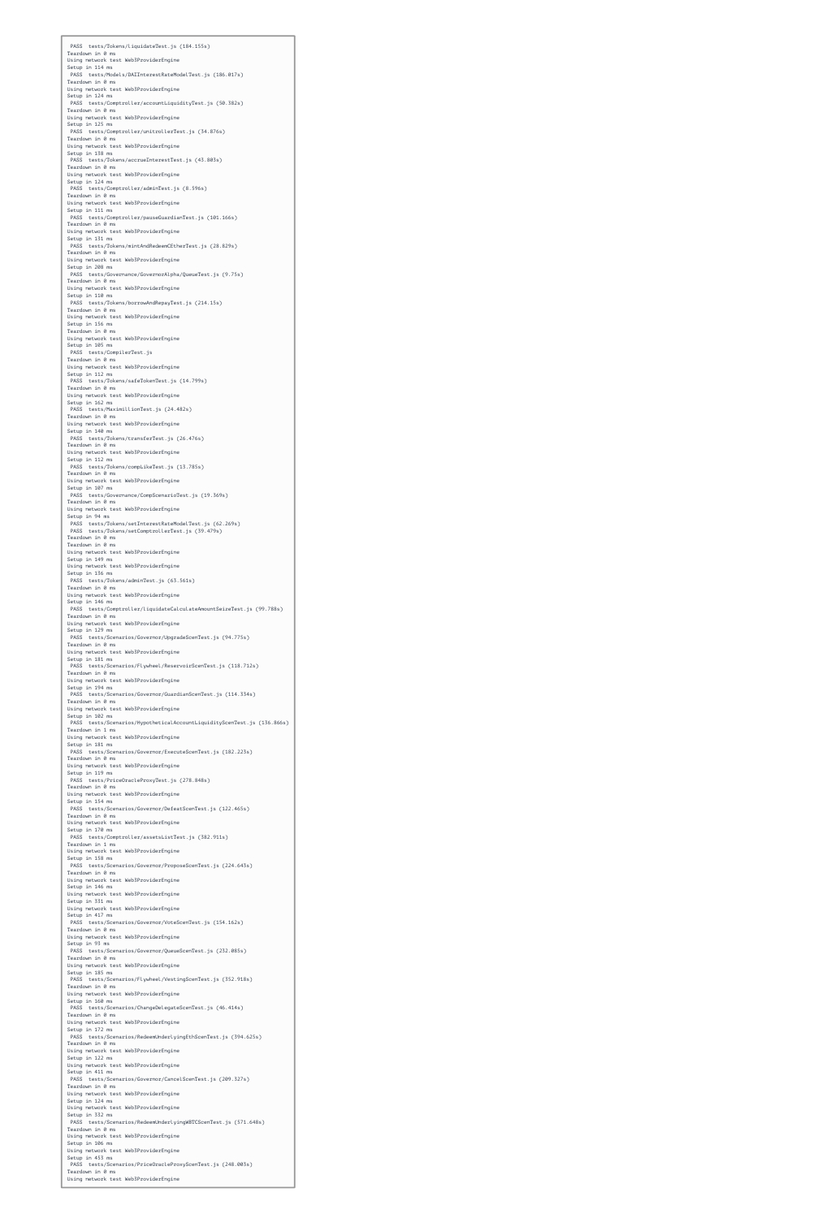```
 PASS  tests/Tokens/liquidateTest.js (184.155s)
Teardown in 0 ms
Using network test Web3ProviderEngine
Setup in 114 ms
 PASS  tests/Models/DAIInterestRateModelTest.js (186.017s)
Teardown in 0 ms
Using network test Web3ProviderEngine
Setup in 124 ms
 PASS  tests/Comptroller/accountLiquidityTest.js (50.382s)
Teardown in 0 ms
Using network test Web3ProviderEngine
Setup in 125 ms
 PASS  tests/Comptroller/unitrollerTest.js (34.876s)
Teardown in 0 ms
Using network test Web3ProviderEngine
Setup in 138 ms
 PASS  tests/Tokens/accrueInterestTest.js (43.803s)
Teardown in 0 ms
Using network test Web3ProviderEngine
Setup in 124 ms
 PASS  tests/Comptroller/adminTest.js (8.596s)
Teardown in 0 ms
Using network test Web3ProviderEngine
Setup in 111 ms
 PASS  tests/Comptroller/pauseGuardianTest.js (101.166s)
Teardown in 0 ms
Using network test Web3ProviderEngine
Setup in 131 ms
 PASS  tests/Tokens/mintAndRedeemCEtherTest.js (28.829s)
Teardown in 0 ms
Using network test Web3ProviderEngine
Setup in 208 ms
 PASS  tests/Governance/GovernorAlpha/QueueTest.js (9.75s)
Teardown in 0 ms
Using network test Web3ProviderEngine
Setup in 110 ms
 PASS  tests/Tokens/borrowAndRepayTest.js (214.15s)
Teardown in 0 ms
Using network test Web3ProviderEngine
Setup in 156 ms
Teardown in 0 ms
Using network test Web3ProviderEngine
Setup in 105 ms
 PASS  tests/CompilerTest.js
Teardown in 0 ms
Using network test Web3ProviderEngine
Setup in 112 ms
 PASS  tests/Tokens/safeTokenTest.js (14.799s)
Teardown in 0 ms
Using network test Web3ProviderEngine
Setup in 162 ms
 PASS  tests/MaximillionTest.js (24.482s)
Teardown in 0 ms
Using network test Web3ProviderEngine
Setup in 140 ms
 PASS  tests/Tokens/transferTest.js (26.476s)
Teardown in 0 ms
Using network test Web3ProviderEngine
Setup in 112 ms
 PASS  tests/Tokens/compLikeTest.js (13.785s)
Teardown in 0 ms
Using network test Web3ProviderEngine
Setup in 107 ms
 PASS  tests/Governance/CompScenarioTest.js (19.369s)
Teardown in 0 ms
Using network test Web3ProviderEngine
Setup in 94 ms
 PASS  tests/Tokens/setInterestRateModelTest.js (62.269s)
 PASS  tests/Tokens/setComptrollerTest.js (39.479s)
Teardown in 0 ms
Teardown in 0 ms
Using network test Web3ProviderEngine
Setup in 149 ms
Using network test Web3ProviderEngine
Setup in 136 ms
 PASS  tests/Tokens/adminTest.js (63.561s)
Teardown in 0 ms
Using network test Web3ProviderEngine
Setup in 146 ms
 PASS  tests/Comptroller/liquidateCalculateAmountSeizeTest.js (99.788s)
Teardown in 0 ms
Using network test Web3ProviderEngine
Setup in 129 ms
 PASS  tests/Scenarios/Governor/UpgradeScenTest.js (94.775s)
Teardown in 0 ms
Using network test Web3ProviderEngine
Setup in 181 ms
 PASS  tests/Scenarios/Flywheel/ReservoirScenTest.js (118.712s)
Teardown in 0 ms
Using network test Web3ProviderEngine
Setup in 194 ms
 PASS  tests/Scenarios/Governor/GuardianScenTest.js (114.334s)
Teardown in 0 ms
Using network test Web3ProviderEngine
Setup in 102 ms
 PASS  tests/Scenarios/HypotheticalAccountLiquidityScenTest.js (136.866s)
Teardown in 1 ms
Using network test Web3ProviderEngine
Setup in 181 ms
 PASS  tests/Scenarios/Governor/ExecuteScenTest.js (182.223s)
Teardown in 0 ms
Using network test Web3ProviderEngine
Setup in 119 ms
 PASS  tests/PriceOracleProxyTest.js (278.848s)
Teardown in 0 ms
Using network test Web3ProviderEngine
Setup in 154 ms
 PASS  tests/Scenarios/Governor/DefeatScenTest.js (122.465s)
Teardown in 0 ms
Using network test Web3ProviderEngine
Setup in 170 ms
 PASS  tests/Comptroller/assetsListTest.js (382.911s)
Teardown in 1 ms
Using network test Web3ProviderEngine
Setup in 158 ms
 PASS  tests/Scenarios/Governor/ProposeScenTest.js (224.643s)
Teardown in 0 ms
Using network test Web3ProviderEngine
Setup in 146 ms
Using network test Web3ProviderEngine
Setup in 331 ms
Using network test Web3ProviderEngine
Setup in 417 ms
 PASS  tests/Scenarios/Governor/VoteScenTest.js (154.162s)
Teardown in 0 ms
Using network test Web3ProviderEngine
Setup in 93 ms
 PASS  tests/Scenarios/Governor/QueueScenTest.js (232.085s)
Teardown in 0 ms
Using network test Web3ProviderEngine
Setup in 185 ms
 PASS  tests/Scenarios/Flywheel/VestingScenTest.js (352.918s)
Teardown in 0 ms
Using network test Web3ProviderEngine
Setup in 160 ms
 PASS  tests/Scenarios/ChangeDelegateScenTest.js (46.414s)
Teardown in 0 ms
Using network test Web3ProviderEngine
Setup in 172 ms
 PASS  tests/Scenarios/RedeemUnderlyingEthScenTest.js (394.625s)
Teardown in 0 ms
Using network test Web3ProviderEngine
Setup in 122 ms
Using network test Web3ProviderEngine
Setup in 411 ms
 PASS  tests/Scenarios/Governor/CancelScenTest.js (209.327s)
Teardown in 0 ms
Using network test Web3ProviderEngine
Setup in 124 ms
Using network test Web3ProviderEngine
Setup in 332 ms
 PASS  tests/Scenarios/RedeemUnderlyingWBTCScenTest.js (571.648s)
Teardown in 0 ms
Using network test Web3ProviderEngine
Setup in 106 ms
Using network test Web3ProviderEngine
Setup in 433 ms
 PASS  tests/Scenarios/PriceOracleProxyScenTest.js (248.003s)
Teardown in 0 ms
Using network test Web3ProviderEngine
```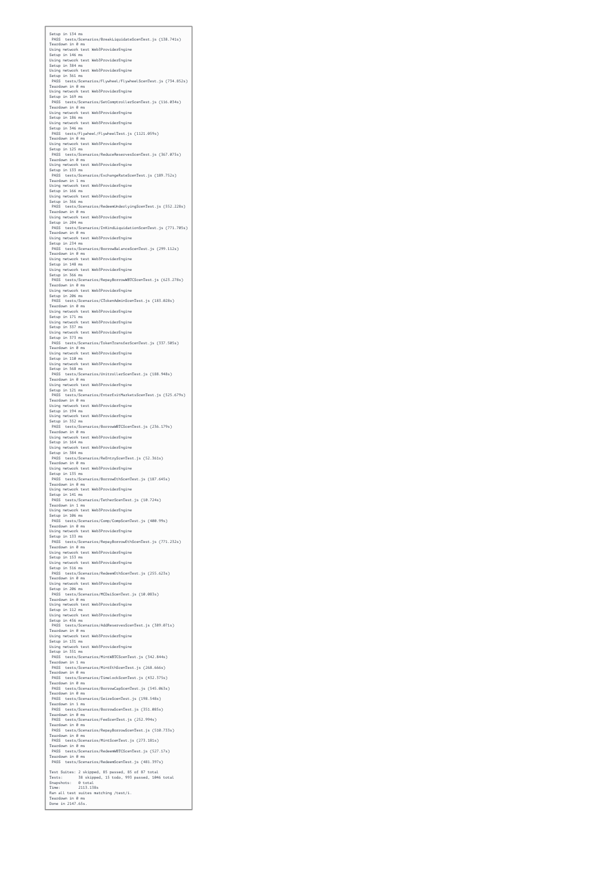```
Setup in 134 ms
 PASS  tests/Scenarios/BreakLiquidateScenTest.js (138.741s)
Teardown in 0 ms
Using network test Web3ProviderEngine
Setup in 146 ms
Using network test Web3ProviderEngine
Setup in 384 ms
Using network test Web3ProviderEngine
Setup in 361 ms
 PASS  tests/Scenarios/Flywheel/FlywheelScenTest.js (734.852s)
Teardown in 0 ms
Using network test Web3ProviderEngine
Setup in 169 ms
 PASS  tests/Scenarios/SetComptrollerScenTest.js (116.034s)
Teardown in 0 ms
Using network test Web3ProviderEngine
Setup in 186 ms
Using network test Web3ProviderEngine
Setup in 346 ms
 PASS  tests/Flywheel/FlywheelTest.js (1121.059s)
Teardown in 0 ms
Using network test Web3ProviderEngine
Setup in 125 ms
 PASS  tests/Scenarios/ReduceReservesScenTest.js (367.075s)
Teardown in 0 ms
Using network test Web3ProviderEngine
Setup in 133 ms
 PASS  tests/Scenarios/ExchangeRateScenTest.js (189.752s)
Teardown in 1 ms
Using network test Web3ProviderEngine
Setup in 166 ms
Using network test Web3ProviderEngine
Setup in 366 ms
 PASS  tests/Scenarios/RedeemUnderlyingScenTest.js (552.228s)
Teardown in 0 ms
Using network test Web3ProviderEngine
Setup in 204 ms
 PASS  tests/Scenarios/InKindLiquidationScenTest.js (771.705s)
Teardown in 0 ms
Using network test Web3ProviderEngine
Setup in 234 ms
 PASS  tests/Scenarios/BorrowBalanceScenTest.js (299.112s)
Teardown in 0 ms
Using network test Web3ProviderEngine
Setup in 148 ms
Using network test Web3ProviderEngine
Setup in 366 ms
 PASS  tests/Scenarios/RepayBorrowWBTCScenTest.js (623.278s)
Teardown in 0 ms
Using network test Web3ProviderEngine
Setup in 206 ms
 PASS  tests/Scenarios/CTokenAdminScenTest.js (183.028s)
Teardown in 0 ms
Using network test Web3ProviderEngine
Setup in 171 ms
Using network test Web3ProviderEngine
Setup in 337 ms
Using network test Web3ProviderEngine
Setup in 373 ms
 PASS  tests/Scenarios/TokenTransferScenTest.js (337.505s)
Teardown in 0 ms
Using network test Web3ProviderEngine
Setup in 110 ms
Using network test Web3ProviderEngine
Setup in 568 ms
 PASS  tests/Scenarios/UnitrollerScenTest.js (188.948s)
Teardown in 0 ms
Using network test Web3ProviderEngine
Setup in 121 ms
 PASS  tests/Scenarios/EnterExitMarketsScenTest.js (525.679s)
Teardown in 0 ms
Using network test Web3ProviderEngine
Setup in 194 ms
Using network test Web3ProviderEngine
Setup in 352 ms
 PASS  tests/Scenarios/BorrowWBTCScenTest.js (236.179s)
Teardown in 0 ms
Using network test Web3ProviderEngine
Setup in 164 ms
Using network test Web3ProviderEngine
Setup in 384 ms
 PASS  tests/Scenarios/ReEntryScenTest.js (52.361s)
Teardown in 0 ms
Using network test Web3ProviderEngine
Setup in 135 ms
 PASS  tests/Scenarios/BorrowEthScenTest.js (187.645s)
Teardown in 0 ms
Using network test Web3ProviderEngine
Setup in 141 ms
 PASS  tests/Scenarios/TetherScenTest.js (10.724s)
Teardown in 1 ms
Using network test Web3ProviderEngine
Setup in 106 ms
 PASS  tests/Scenarios/Comp/CompScenTest.js (400.99s)
Teardown in 0 ms
Using network test Web3ProviderEngine
Setup in 133 ms
 PASS  tests/Scenarios/RepayBorrowEthScenTest.js (771.232s)
Teardown in 0 ms
Using network test Web3ProviderEngine
Setup in 153 ms
Using network test Web3ProviderEngine
Setup in 516 ms
 PASS  tests/Scenarios/RedeemEthScenTest.js (255.623s)
Teardown in 0 ms
Using network test Web3ProviderEngine
Setup in 206 ms
 PASS  tests/Scenarios/MCDaiScenTest.js (10.083s)
Teardown in 0 ms
Using network test Web3ProviderEngine
Setup in 112 ms
Using network test Web3ProviderEngine
Setup in 456 ms
 PASS  tests/Scenarios/AddReservesScenTest.js (389.071s)
Teardown in 0 ms
Using network test Web3ProviderEngine
Setup in 131 ms
Using network test Web3ProviderEngine
Setup in 351 ms
 PASS  tests/Scenarios/MintWBTCScenTest.js (342.844s)
Teardown in 1 ms
 PASS  tests/Scenarios/MintEthScenTest.js (268.666s)
Teardown in 0 ms
 PASS  tests/Scenarios/TimelockScenTest.js (432.375s)
Teardown in 0 ms
 PASS  tests/Scenarios/BorrowCapScenTest.js (545.063s)
Teardown in 0 ms
 PASS  tests/Scenarios/SeizeScenTest.js (198.548s)
Teardown in 1 ms
 PASS  tests/Scenarios/BorrowScenTest.js (351.085s)
Teardown in 0 ms
 PASS  tests/Scenarios/FeeScenTest.js (252.994s)
Teardown in 0 ms
 PASS  tests/Scenarios/RepayBorrowScenTest.js (510.733s)
Teardown in 0 ms
 PASS  tests/Scenarios/MintScenTest.js (273.181s)
Teardown in 0 ms
 PASS  tests/Scenarios/RedeemWBTCScenTest.js (527.17s)
Teardown in 0 ms
 PASS  tests/Scenarios/RedeemScenTest.js (481.397s)

Test Suites: 2 skipped, 85 passed, 85 of 87 total
Tests:       38 skipped, 15 todo, 993 passed, 1046 total
Snapshots:   0 total
Time:        2113.138s
Ran all test suites matching /test/i.
Teardown in 0 ms
Done in 2147.65s.
```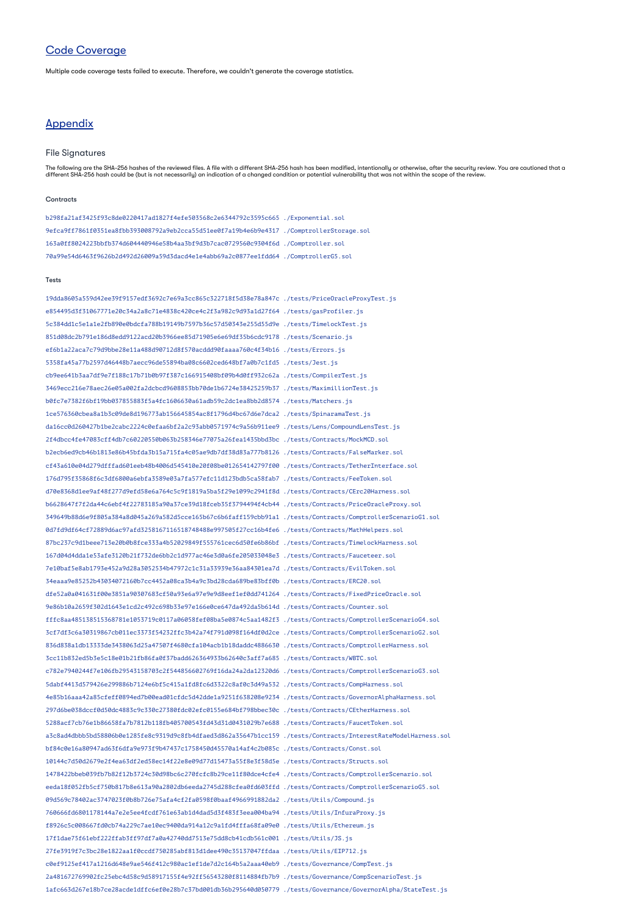## Code Coverage

Multiple code coverage tests failed to execute. Therefore, we couldn't generate the coverage statistics.

## Appendix

### File Signatures

The following are the SHA-256 hashes of the reviewed files. A file with a different SHA-256 hash has been modified, intentionally or otherwise, after the security review. You are cautioned that a different SHA-256 hash could be (but is not necessarily) an indication of a changed condition or potential vulnerability that was not within the scope of the review.

#### Contracts

```
b298fa21af3425f93c8de0220417ad1827f4efe503568c2e6344792c3595c665 ./Exponential.sol
9efca9ff7861f0351ea8fbb393008792a9eb2cca55d51ee0f7a19b4e6b9e4317 ./ComptrollerStorage.sol
163a0ff8024223bbfb374d604440946e58b4aa3bf9d3b7cac0729560c9304f6d ./Comptroller.sol
70a99e54d6463f9626b2d492d26009a59d3dacd4e1e4abb69a2c0877ee1fdd64 ./ComptrollerG5.sol
```

#### Tests

```
19dda8605a559d42ee39f9157edf3692c7e69a3cc865c322718f5d38e78a847c ./tests/PriceOracleProxyTest.js
e854495d3f31067771e20c34a2a8c71e4838c420ce4c2f3a982c9d93a1d27f64 ./tests/gasProfiler.js
5c384dd1c5e1a1e2fb890e0bdcfa788b19149b7597b36c57d50343e255d55d9e ./tests/TimelockTest.js
851d08dc2b791e186d8edd9122acd20b3966ee85d71905e6e69df35b6cdc9178 ./tests/Scenario.js
ef6b1a22aca7c79d9bbe28e11a488d90712d8f570acddd90faaaa760c4f34b16 ./tests/Errors.js
5358fa45a77b2597d46448b7aecc96de55894ba08c6602ced648bf7a0b7c1fd5 ./tests/Jest.js
cb9ee641b3aa7df9e7f188c17b71b0b97f387c166915408bf09b4d0ff932c62a ./tests/CompilerTest.js
3469ecc216e78aec26e05a002fa2dcbcd9608853bb70de1b6724e38425259b37 ./tests/MaximillionTest.js
b0fc7e7382f6bf19bb037855883f5a4fc1606630a61adb59c2dc1ea8bb2d8574 ./tests/Matchers.js
1ce576360cbea8a1b3c09de8d196773ab156645854ac8f1796d4bc67d6e7dca2 ./tests/SpinaramaTest.js
da16cc0d260427b1be2cabc2224c0efaa6bf2a2c93abb0571974c9a56b911ee9 ./tests/Lens/CompoundLensTest.js
2f4dbcc4fe47083cff4db7c60220550b063b258346e77075a26fea1435bbd3bc ./tests/Contracts/MockMCD.sol
b2ecb6ed9cb46b1813e86b45bfda3b15a715fa4c05ae9db7df38d83a777b8126 ./tests/Contracts/FalseMarker.sol
cf43a610e04d279dfffad601eeb48b4006d545410e20f08be012654142797f00 ./tests/Contracts/TetherInterface.sol
176d795f35868f6c3df6800a6ebfa3589e03a7fa577efc11d123bdb5ca58fab7 ./tests/Contracts/FeeToken.sol
d70e8368d1ee9af48f277d9efd58e6a764c5c9f1819a5ba5f29e1099c2941f8d ./tests/Contracts/CErc20Harness.sol
b6628647f7f2da44c6ebf4f22783185a90a37ce39d18fceb35f3794494f4cb44 ./tests/Contracts/PriceOracleProxy.sol
349649b88d6e9f805a384a8d045a269a582d5cce165b67c6b6faff159cbb91a1 ./tests/Contracts/ComptrollerScenarioG1.sol
0d7fd9df64cf72889d6ac97afd3258167116518748488e997505f27cc16b4fe6 ./tests/Contracts/MathHelpers.sol
87bc237c9d1beee713e20b0b8fce333a4b52029849f555761cec6d50fe6b86bf ./tests/Contracts/TimelockHarness.sol
167d04d4dda1e53afe3120b21f732de6bb2c1d977ac46e3d0a6fe205033048e3 ./tests/Contracts/Fauceteer.sol
7e10baf5e8ab1793e452a9d28a3052534b47972c1c31a33939e36aa84301ea7d ./tests/Contracts/EvilToken.sol
34eaaa9e85252b43034072160b7cc4452a08ca3b4a9c3bd28cda689be83bff0b ./tests/Contracts/ERC20.sol
dfe52a0a041631f00e3851a90307683cf50a93e6a97e9e9d8eef1ef0dd741264 ./tests/Contracts/FixedPriceOracle.sol
9e86b10a2659f302d1643e1cd2c492c698b33e97e166e0ce647da492da5b614d ./tests/Contracts/Counter.sol
fffc8aa485138515368781e1053719c0117a06058fef08ba5e0874c5aa1482f3 ./tests/Contracts/ComptrollerScenarioG4.sol
3cf7df3c6a30319867cb011ec3373f54232ffc3b42a74f791d098f164df0d2ce ./tests/Contracts/ComptrollerScenarioG2.sol
836d838a1db13333de3438063d25a47507f4680cfa104acb1b18daddc4886630 ./tests/Contracts/ComptrollerHarness.sol
3cc11b832ed5b3e5c18e01b21fb86fa0f37badd626364933b62640c3aff7a685 ./tests/Contracts/WBTC.sol
c782e7940244f7e106fb29543158703c2f544856602769f16da24a2da12320d6 ./tests/Contracts/ComptrollerScenarioG3.sol
5dabf4413d579426e299886b7124e6bf5c415a1fd8fc6d3322c8af0c3d49a532 ./tests/Contracts/CompHarness.sol
4e85b16aaa42a85cfeff0894ed7b00ead01cfdc5d42dde1a9251f638208e9234 ./tests/Contracts/GovernorAlphaHarness.sol
297d6be038dccf0d50dc4883c9c330c27380fdc02efc0155e684bf798bbec30c ./tests/Contracts/CEtherHarness.sol
5288acf7cb76e1b86658fa7b7812b118fb405700543fd43d31d0431029b7e688 ./tests/Contracts/FaucetToken.sol
a3c8ad4dbbb5bd58806b0e1285fe8c9319d9c8fb4dfaed3d862a35647b1cc159 ./tests/Contracts/InterestRateModelHarness.sol
bf84c0e16a80947ad63f6dfa9e973f9b47437c1758450d45570a14af4c2b085c ./tests/Contracts/Const.sol
10144c7d50d2679e2f4ea63df2ed58ec14f22e8e09d77d15473a55f8e3f58d5e ./tests/Contracts/Structs.sol
1478422bbeb039fb7b82f12b3724c30d98bc6c270fcfc8b29ce11f80dce4cfe4 ./tests/Contracts/ComptrollerScenario.sol
eeda18f052fb5cf750b817b8e613a90a2802db6eeda2745d288cfea0fd603ffd ./tests/Contracts/ComptrollerScenarioG5.sol
09d569c78402ac3747023f0b8b726e75afa4cf2fa0598f0baaf4966991882da2 ./tests/Utils/Compound.js
760666fd6801178144a7e2e5ee4fcdf761e63ab1d4dad5d3f483f3eea004ba94 ./tests/Utils/InfuraProxy.js
f8926c5c008667fd0cb74a229c7ae10ec9400da914a12c9a1fd4fffa68fa09e0 ./tests/Utils/Ethereum.js
17f1dae75f61ebf222ffab3ff97df7a0a42740dd7513e75dd8cb41cdb561c001 ./tests/Utils/JS.js
27fe3919f7c3bc28e1822aa1f0ccdf750285abf813d1dee490c35137047ffdaa ./tests/Utils/EIP712.js
c0ef9125ef417a1216d648e9ae546f412c980ac1ef1de7d2c164b5a2aaa40eb9 ./tests/Governance/CompTest.js
2a481672769902fc25ebc4d58c9d58917155f4e92ff56543280f8114884fb7b9 ./tests/Governance/CompScenarioTest.js
1afc663d267e18b7ce28acde1dffc6ef0e28b7c37bd001db36b295640d050779 ./tests/Governance/GovernorAlpha/StateTest.js
```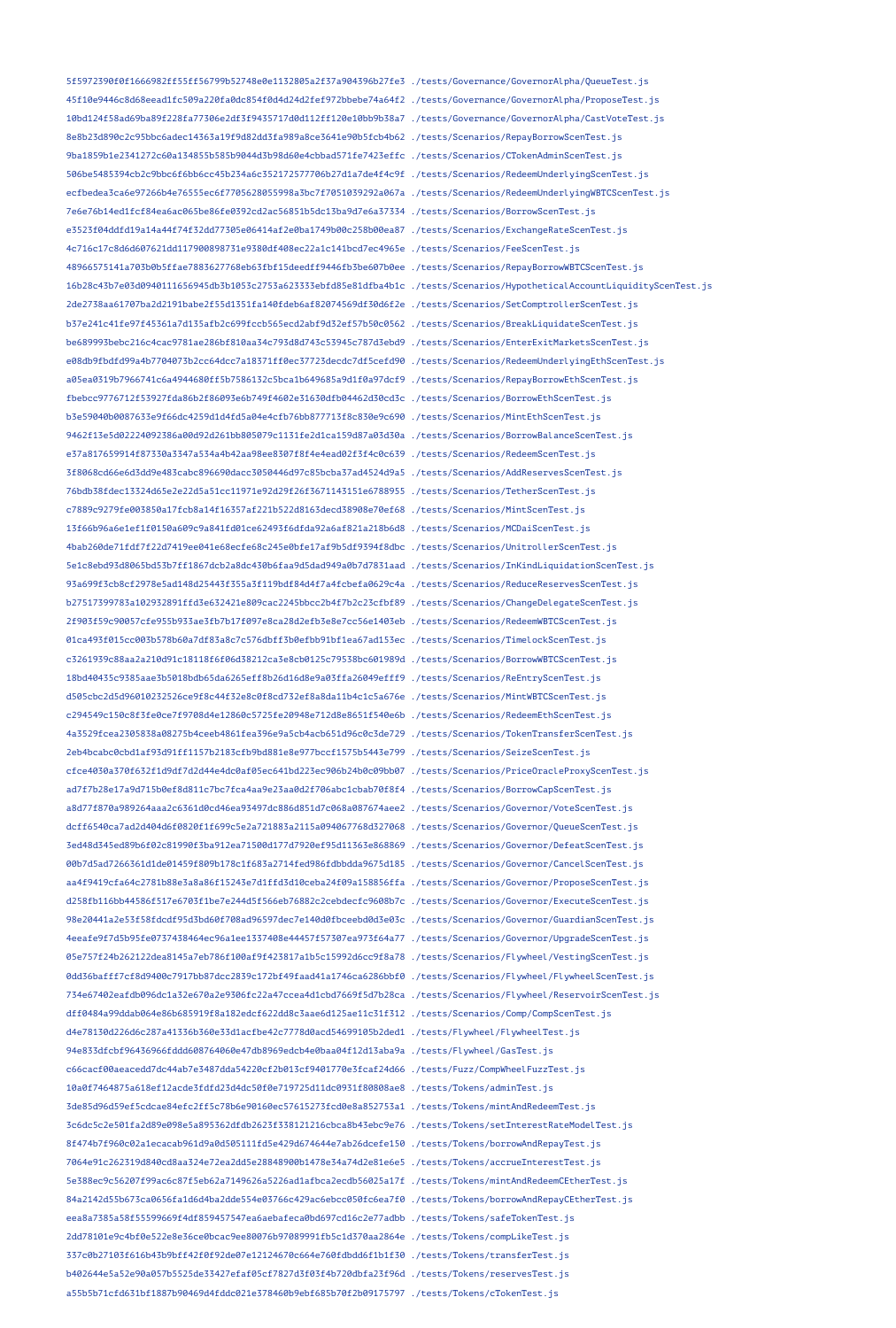```
5f5972390f0f1666982ff55ff56799b52748e0e1132805a2f37a904396b27fe3 ./tests/Governance/GovernorAlpha/QueueTest.js
45f10e9446c8d68eead1fc509a220fa0dc854f0d4d24d2fef972bbebe74a64f2 ./tests/Governance/GovernorAlpha/ProposeTest.js
10bd124f58ad69ba89f228fa77306e2df3f9435717d0d112ff120e10bb9b38a7 ./tests/Governance/GovernorAlpha/CastVoteTest.js
8e8b23d890c2c95bbc6adec14363a19f9d82dd3fa989a8ce3641e90b5fcb4b62 ./tests/Scenarios/RepayBorrowScenTest.js
9ba1859b1e2341272c60a134855b585b9044d3b98d60e4cbbad571fe7423effc ./tests/Scenarios/CTokenAdminScenTest.js
506be5485394cb2c9bbc6f6bb6cc45b234a6c352172577706b27d1a7de4f4c9f ./tests/Scenarios/RedeemUnderlyingScenTest.js
ecfbedea3ca6e97266b4e76555ec6f7705628055998a3bc7f7051039292a067a ./tests/Scenarios/RedeemUnderlyingWBTCScenTest.js
7e6e76b14ed1fcf84ea6ac065be86fe0392cd2ac56851b5dc13ba9d7e6a37334 ./tests/Scenarios/BorrowScenTest.js
e3523f04ddfd19a14a44f74f32dd77305e06414af2e0ba1749b00c258b00ea87 ./tests/Scenarios/ExchangeRateScenTest.js
4c716c17c8d6d607621dd117900898731e9380df408ec22a1c141bcd7ec4965e ./tests/Scenarios/FeeScenTest.js
48966575141a703b0b5ffae7883627768eb63fbf15deedff9446fb3be607b0ee ./tests/Scenarios/RepayBorrowWBTCScenTest.js
16b28c43b7e03d0940111656945db3b1053c2753a623333ebfd85e81dfba4b1c ./tests/Scenarios/HypotheticalAccountLiquidityScenTest.js
2de2738aa61707ba2d2191babe2f55d1351fa140fdeb6af82074569df30d6f2e ./tests/Scenarios/SetComptrollerScenTest.js
b37e241c41fe97f45361a7d135afb2c699fccb565ecd2abf9d32ef57b50c0562 ./tests/Scenarios/BreakLiquidateScenTest.js
be689993bebc216c4cac9781ae286bf810aa34c793d8d743c53945c787d3ebd9 ./tests/Scenarios/EnterExitMarketsScenTest.js
e08db9fbdfd99a4b7704073b2cc64dcc7a18371ff0ec37723decdc7df5cefd90 ./tests/Scenarios/RedeemUnderlyingEthScenTest.js
a05ea0319b7966741c6a4944680ff5b7586132c5bca1b649685a9d1f0a97dcf9 ./tests/Scenarios/RepayBorrowEthScenTest.js
fbebcc9776712f53927fda86b2f86093e6b749f4602e31630dfb04462d30cd3c ./tests/Scenarios/BorrowEthScenTest.js
b3e59040b0087633e9f66dc4259d1d4fd5a04e4cfb76bb877713f8c830e9c690 ./tests/Scenarios/MintEthScenTest.js
9462f13e5d02224092386a00d92d261bb805079c1131fe2d1ca159d87a03d30a ./tests/Scenarios/BorrowBalanceScenTest.js
e37a817659914f87330a3347a534a4b42aa98ee8307f8f4e4ead02f3f4c0c639 ./tests/Scenarios/RedeemScenTest.js
3f8068cd66e6d3dd9e483cabc896690dacc3050446d97c85bcba37ad4524d9a5 ./tests/Scenarios/AddReservesScenTest.js
76bdb38fdec13324d65e2e22d5a51cc11971e92d29f26f3671143151e6788955 ./tests/Scenarios/TetherScenTest.js
c7889c9279fe003850a17fcb8a14f16357af221b522d8163decd38908e70ef68 ./tests/Scenarios/MintScenTest.js
13f66b96a6e1ef1f0150a609c9a841fd01ce62493f6dfda92a6af821a218b6d8 ./tests/Scenarios/MCDaiScenTest.js
4bab260de71fdf7f22d7419ee041e68ecfe68c245e0bfe17af9b5df9394f8dbc ./tests/Scenarios/UnitrollerScenTest.js
5e1c8ebd93d8065bd53b7ff1867dcb2a8dc430b6faa9d5dad949a0b7d7831aad ./tests/Scenarios/InKindLiquidationScenTest.js
93a699f3cb8cf2978e5ad148d25443f355a3f119bdf84d4f7a4fcbefa0629c4a ./tests/Scenarios/ReduceReservesScenTest.js
b27517399783a102932891ffd3e632421e809cac2245bbcc2b4f7b2c23cfbf89 ./tests/Scenarios/ChangeDelegateScenTest.js
2f903f59c90057cfe955b933ae3fb7b17f097e8ca28d2efb3e8e7cc56e1403eb ./tests/Scenarios/RedeemWBTCScenTest.js
01ca493f015cc003b578b60a7df83a8c7c576dbff3b0efbb91bf1ea67ad153ec ./tests/Scenarios/TimelockScenTest.js
c3261939c88aa2a210d91c18118f6f06d38212ca3e8cb0125c79538bc601989d ./tests/Scenarios/BorrowWBTCScenTest.js
18bd40435c9385aae3b5018bdb65da6265eff8b26d16d8e9a03ffa26049efff9 ./tests/Scenarios/ReEntryScenTest.js
d505cbc2d5d96010232526ce9f8c44f32e8c0f8cd732ef8a8da11b4c1c5a676e ./tests/Scenarios/MintWBTCScenTest.js
c294549c150c8f3fe0ce7f9708d4e12860c5725fe20948e712d8e8651f540e6b ./tests/Scenarios/RedeemEthScenTest.js
4a3529fcea2305838a08275b4ceeb4861fea396e9a5cb4acb651d96c0c3de729 ./tests/Scenarios/TokenTransferScenTest.js
2eb4bcabc0cbd1af93d91ff1157b2183cfb9bd881e8e977bccf1575b5443e799 ./tests/Scenarios/SeizeScenTest.js
cfce4030a370f632f1d9df7d2d44e4dc0af05ec641bd223ec906b24b0c09bb07 ./tests/Scenarios/PriceOracleProxyScenTest.js
ad7f7b28e17a9d715b0ef8d811c7bc7fca4aa9e23aa0d2f706abc1cbab70f8f4 ./tests/Scenarios/BorrowCapScenTest.js
a8d77f870a989264aaa2c6361d0cd46ea93497dc886d851d7c068a087674aee2 ./tests/Scenarios/Governor/VoteScenTest.js
dcff6540ca7ad2d404d6f0820f1f699c5e2a721883a2115a094067768d327068 ./tests/Scenarios/Governor/QueueScenTest.js
3ed48d345ed89b6f02c81990f3ba912ea71500d177d7920ef95d11363e868869 ./tests/Scenarios/Governor/DefeatScenTest.js
00b7d5ad7266361d1de01459f809b178c1f683a2714fed986fdbbdda9675d185 ./tests/Scenarios/Governor/CancelScenTest.js
aa4f9419cfa64c2781b88e3a8a86f15243e7d1ffd3d10ceba24f09a158856ffa ./tests/Scenarios/Governor/ProposeScenTest.js
d258fb116bb44586f517e6703f1be7e244d5f566eb76882c2cebdecfc9608b7c ./tests/Scenarios/Governor/ExecuteScenTest.js
98e20441a2e53f58fdcdf95d3bd60f708ad96597dec7e140d0fbceebd0d3e03c ./tests/Scenarios/Governor/GuardianScenTest.js
4eeafe9f7d5b95fe0737438464ec96a1ee1337408e44457f57307ea973f64a77 ./tests/Scenarios/Governor/UpgradeScenTest.js
05e757f24b262122dea8145a7eb786f100af9f423817a1b5c15992d6cc9f8a78 ./tests/Scenarios/Flywheel/VestingScenTest.js
0dd36bafff7cf8d9400c7917bb87dcc2839c172bf49faad41a1746ca6286bbf0 ./tests/Scenarios/Flywheel/FlywheelScenTest.js
734e67402eafdb096dc1a32e670a2e9306fc22a47ccea4d1cbd7669f5d7b28ca ./tests/Scenarios/Flywheel/ReservoirScenTest.js
dff0484a99ddab064e86b685919f8a182edcf622dd8c3aae6d125ae11c31f312 ./tests/Scenarios/Comp/CompScenTest.js
d4e78130d226d6c287a41336b360e33d1acfbe42c7778d0acd54699105b2ded1 ./tests/Flywheel/FlywheelTest.js
94e833dfcbf96436966fddd608764060e47db8969edcb4e0baa04f12d13aba9a ./tests/Flywheel/GasTest.js
c66cacf00aeacedd7dc44ab7e3487dda54220cf2b013cf9401770e3fcaf24d66 ./tests/Fuzz/CompWheelFuzzTest.js
10a0f7464875a618ef12acde3fdfd23d4dc50f0e719725d11dc0931f80808ae8 ./tests/Tokens/adminTest.js
3de85d96d59ef5cdcae84efc2ff5c78b6e90160ec57615273fcd0e8a852753a1 ./tests/Tokens/mintAndRedeemTest.js
3c6dc5c2e501fa2d89e098e5a895362dfdb2623f338121216cbca8b43ebc9e76 ./tests/Tokens/setInterestRateModelTest.js
8f474b7f960c02a1ecacab961d9a0d505111fd5e429d674644e7ab26dcefe150 ./tests/Tokens/borrowAndRepayTest.js
7064e91c262319d840cd8aa324e72ea2dd5e28848900b1478e34a74d2e81e6e5 ./tests/Tokens/accrueInterestTest.js
5e388ec9c56207f99ac6c87f5eb62a7149626a5226ad1afbca2ecdb56025a17f ./tests/Tokens/mintAndRedeemCEtherTest.js
84a2142d55b673ca0656fa1d6d4ba2dde554e03766c429ac6ebcc050fc6ea7f0 ./tests/Tokens/borrowAndRepayCEtherTest.js
eea8a7385a58f55599669f4df859457547ea6aebafeca0bd697cd16c2e77adbb ./tests/Tokens/safeTokenTest.js
2dd78101e9c4bf0e522e8e36ce0bcac9ee80076b97089991fb5c1d370aa2864e ./tests/Tokens/compLikeTest.js
337c0b27103f616b43b9bff42f0f92de07e12124670c664e760fdbdd6f1b1f30 ./tests/Tokens/transferTest.js
b402644e5a52e90a057b5525de33427efaf05cf7827d3f03f4b720dbfa23f96d ./tests/Tokens/reservesTest.js
a55b5b71cfd631bf1887b90469d4fddc021ce378460b9ebf685b70f2b09175797 ./tests/Tokens/cTokenTest.js
```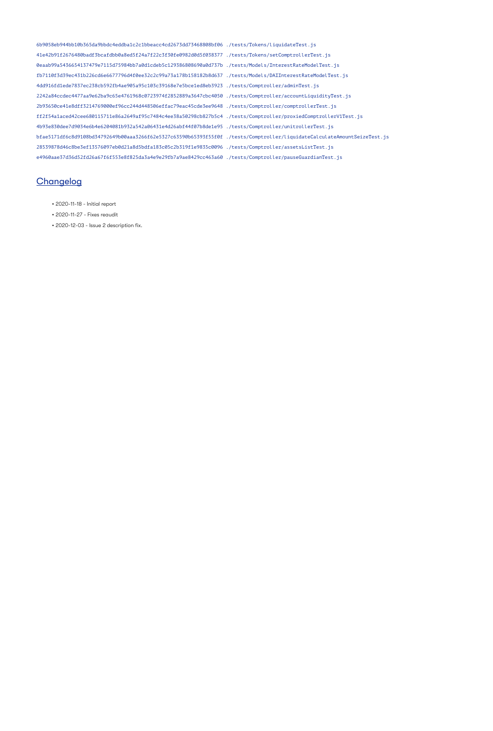```
6b9058eb944bb10b365da9bbdc4eddba1c2c1bbeacc4cd2673dd73468808bf06 ./tests/Tokens/liquidateTest.js
41e42b91f2676480badf3bcafdbb0a8ed5f24a7f22c3f30fe0982d0d5f038377 ./tests/Tokens/setComptrollerTest.js
0eaab99a5436654137479e7115d75984bb7a0d1cdeb5c129386808690a0d737b ./tests/Models/InterestRateModelTest.js
fb7110f3d39ec431b226cd6e6677796d4f0ee32c2c99a73a178b158182b8d637 ./tests/Models/DAIInterestRateModelTest.js
4dd916fd1ede7837ec238cb592fb4ae905a95c103c39168e7e5bce1ed8eb3923 ./tests/Comptroller/adminTest.js
2242a84ccdec4477aa9e62ba9c65e4761968c0723974f2852889a3647cbc4050 ./tests/Comptroller/accountLiquidityTest.js
2b93650ce41e8dff3214769000ef96cc244d448506effac79eac45cde3ee9648 ./tests/Comptroller/comptrollerTest.js
ff2f54a1aced42cee680115711e86a2649af95c7484c4ee38a50298cb827b5c4 ./tests/Comptroller/proxiedComptrollerV1Test.js
4b93e830dee7d9034e6b4e6204081b932a542a06431e4d26abf44f07b8de1e95 ./tests/Comptroller/unitrollerTest.js
bfae5171df6c8d9108bd34792649b00aaa3266f62e5327c63590b65393f55f0f ./tests/Comptroller/liquidateCalculateAmountSeizeTest.js
28539878d46c8be3ef13576097eb0d21a8d5bdfa183c05c2b319f1e9835c0096 ./tests/Comptroller/assetsListTest.js
e4960aae37d36d52fd26a67f6f553e8f825da3a4e9e29fb7a9ae8429cc463a60 ./tests/Comptroller/pauseGuardianTest.js
```

## Changelog

- 2020-11-18 - Initial report
- 2020-11-27 - Fixes reaudit
- 2020-12-03 - Issue 2 description fix.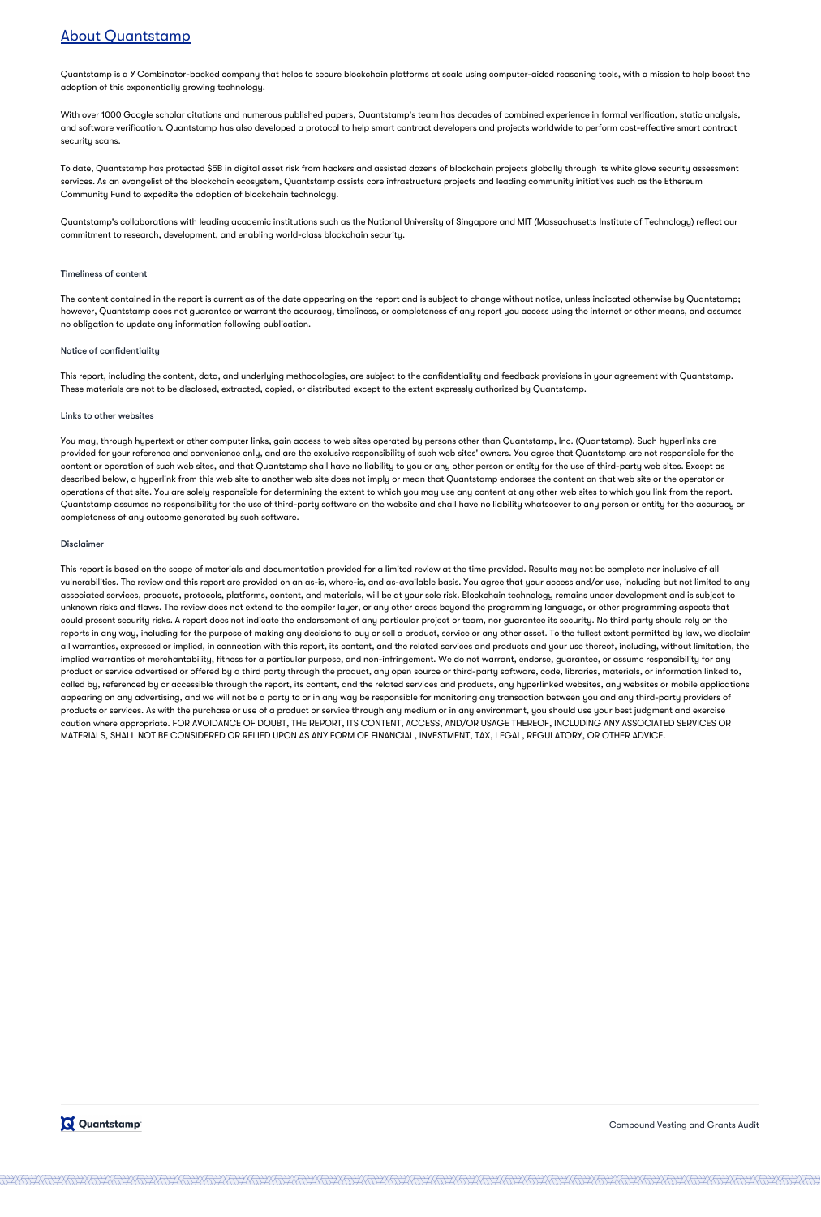## About Quantstamp

Quantstamp is a Y Combinator-backed company that helps to secure blockchain platforms at scale using computer-aided reasoning tools, with a mission to help boost the adoption of this exponentially growing technology.

With over 1000 Google scholar citations and numerous published papers, Quantstamp's team has decades of combined experience in formal verification, static analysis, and software verification. Quantstamp has also developed a protocol to help smart contract developers and projects worldwide to perform cost-effective smart contract security scans.

To date, Quantstamp has protected $5B in digital asset risk from hackers and assisted dozens of blockchain projects globally through its white glove security assessment services. As an evangelist of the blockchain ecosystem, Quantstamp assists core infrastructure projects and leading community initiatives such as the Ethereum Community Fund to expedite the adoption of blockchain technology.

Quantstamp's collaborations with leading academic institutions such as the National University of Singapore and MIT (Massachusetts Institute of Technology) reflect our commitment to research, development, and enabling world-class blockchain security.

#### Timeliness of content

The content contained in the report is current as of the date appearing on the report and is subject to change without notice, unless indicated otherwise by Quantstamp; however, Quantstamp does not guarantee or warrant the accuracy, timeliness, or completeness of any report you access using the internet or other means, and assumes no obligation to update any information following publication.

#### Notice of confidentiality

This report, including the content, data, and underlying methodologies, are subject to the confidentiality and feedback provisions in your agreement with Quantstamp. These materials are not to be disclosed, extracted, copied, or distributed except to the extent expressly authorized by Quantstamp.

#### Links to other websites

You may, through hypertext or other computer links, gain access to web sites operated by persons other than Quantstamp, Inc. (Quantstamp). Such hyperlinks are provided for your reference and convenience only, and are the exclusive responsibility of such web sites' owners. You agree that Quantstamp are not responsible for the content or operation of such web sites, and that Quantstamp shall have no liability to you or any other person or entity for the use of third-party web sites. Except as described below, a hyperlink from this web site to another web site does not imply or mean that Quantstamp endorses the content on that web site or the operator or operations of that site. You are solely responsible for determining the extent to which you may use any content at any other web sites to which you link from the report. Quantstamp assumes no responsibility for the use of third-party software on the website and shall have no liability whatsoever to any person or entity for the accuracy or completeness of any outcome generated by such software.

#### Disclaimer

This report is based on the scope of materials and documentation provided for a limited review at the time provided. Results may not be complete nor inclusive of all vulnerabilities. The review and this report are provided on an as-is, where-is, and as-available basis. You agree that your access and/or use, including but not limited to any associated services, products, protocols, platforms, content, and materials, will be at your sole risk. Blockchain technology remains under development and is subject to unknown risks and flaws. The review does not extend to the compiler layer, or any other areas beyond the programming language, or other programming aspects that could present security risks. A report does not indicate the endorsement of any particular project or team, nor guarantee its security. No third party should rely on the reports in any way, including for the purpose of making any decisions to buy or sell a product, service or any other asset. To the fullest extent permitted by law, we disclaim all warranties, expressed or implied, in connection with this report, its content, and the related services and products and your use thereof, including, without limitation, the implied warranties of merchantability, fitness for a particular purpose, and non-infringement. We do not warrant, endorse, guarantee, or assume responsibility for any product or service advertised or offered by a third party through the product, any open source or third-party software, code, libraries, materials, or information linked to, called by, referenced by or accessible through the report, its content, and the related services and products, any hyperlinked websites, any websites or mobile applications appearing on any advertising, and we will not be a party to or in any way be responsible for monitoring any transaction between you and any third-party providers of products or services. As with the purchase or use of a product or service through any medium or in any environment, you should use your best judgment and exercise caution where appropriate. FOR AVOIDANCE OF DOUBT, THE REPORT, ITS CONTENT, ACCESS, AND/OR USAGE THEREOF, INCLUDING ANY ASSOCIATED SERVICES OR MATERIALS, SHALL NOT BE CONSIDERED OR RELIED UPON AS ANY FORM OF FINANCIAL, INVESTMENT, TAX, LEGAL, REGULATORY, OR OTHER ADVICE.